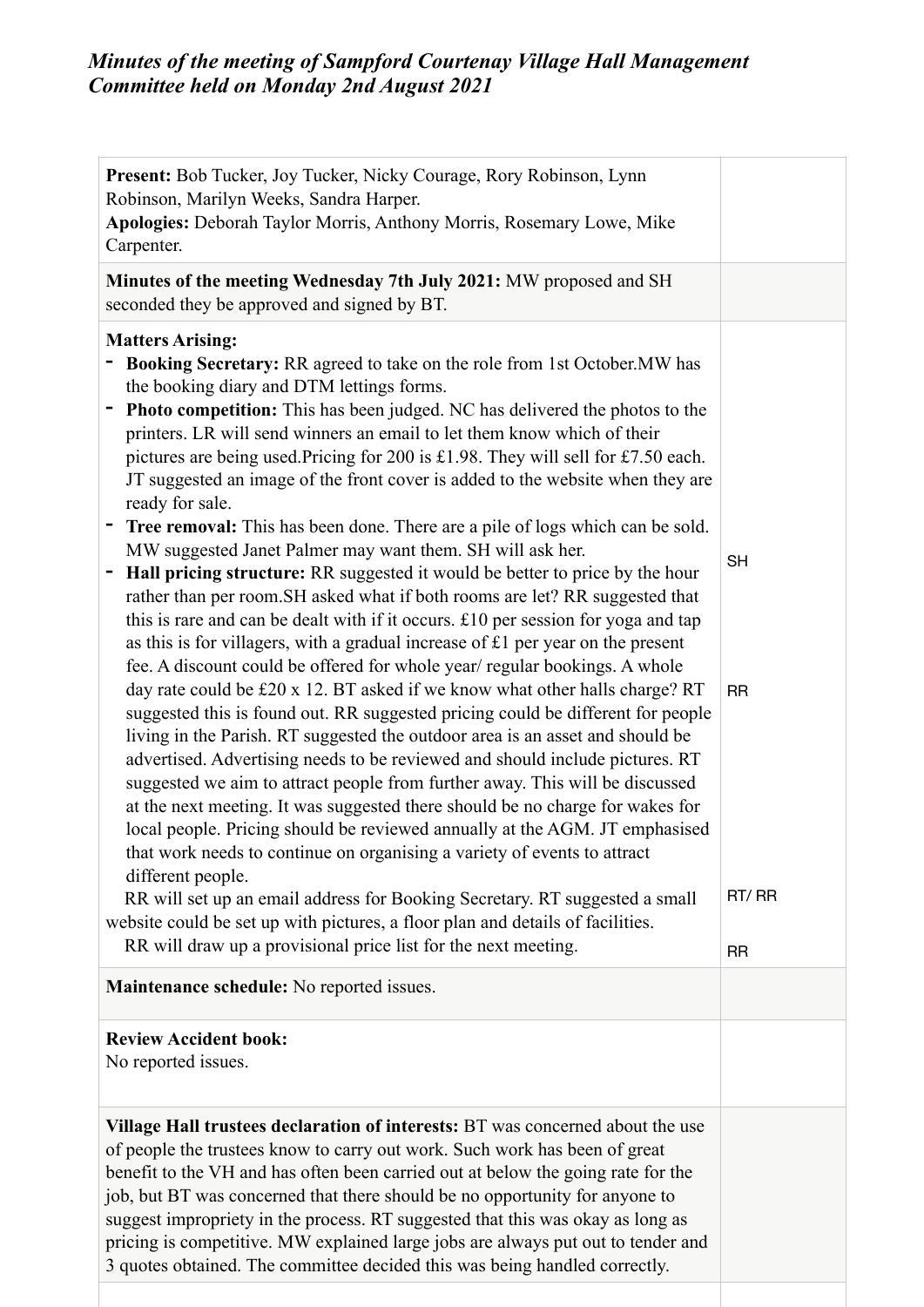# *Minutes of the meeting of Sampford Courtenay Village Hall Management Committee held on Monday 2nd August 2021*

| | |
|---|---|
| **Present:** Bob Tucker, Joy Tucker, Nicky Courage, Rory Robinson, Lynn Robinson, Marilyn Weeks, Sandra Harper.<br>**Apologies:** Deborah Taylor Morris, Anthony Morris, Rosemary Lowe, Mike Carpenter. | |
| **Minutes of the meeting Wednesday 7th July 2021:** MW proposed and SH seconded they be approved and signed by BT. | |
| **Matters Arising:**<br>- **Booking Secretary:** RR agreed to take on the role from 1st October.MW has the booking diary and DTM lettings forms.<br>- **Photo competition:** This has been judged. NC has delivered the photos to the printers. LR will send winners an email to let them know which of their pictures are being used.Pricing for 200 is £1.98. They will sell for £7.50 each. JT suggested an image of the front cover is added to the website when they are ready for sale.<br>- **Tree removal:** This has been done. There are a pile of logs which can be sold. MW suggested Janet Palmer may want them. SH will ask her.<br>- **Hall pricing structure:** RR suggested it would be better to price by the hour rather than per room.SH asked what if both rooms are let? RR suggested that this is rare and can be dealt with if it occurs. £10 per session for yoga and tap as this is for villagers, with a gradual increase of £1 per year on the present fee. A discount could be offered for whole year/ regular bookings. A whole day rate could be £20 x 12. BT asked if we know what other halls charge? RT suggested this is found out. RR suggested pricing could be different for people living in the Parish. RT suggested the outdoor area is an asset and should be advertised. Advertising needs to be reviewed and should include pictures. RT suggested we aim to attract people from further away. This will be discussed at the next meeting. It was suggested there should be no charge for wakes for local people. Pricing should be reviewed annually at the AGM. JT emphasised that work needs to continue on organising a variety of events to attract different people.<br>RR will set up an email address for Booking Secretary. RT suggested a small website could be set up with pictures, a floor plan and details of facilities.<br>RR will draw up a provisional price list for the next meeting. | SH<br><br>RR<br><br>RT/ RR<br><br>RR |
| **Maintenance schedule:** No reported issues. | |
| **Review Accident book:**<br>No reported issues. | |
| **Village Hall trustees declaration of interests:** BT was concerned about the use of people the trustees know to carry out work. Such work has been of great benefit to the VH and has often been carried out at below the going rate for the job, but BT was concerned that there should be no opportunity for anyone to suggest impropriety in the process. RT suggested that this was okay as long as pricing is competitive. MW explained large jobs are always put out to tender and 3 quotes obtained. The committee decided this was being handled correctly. | |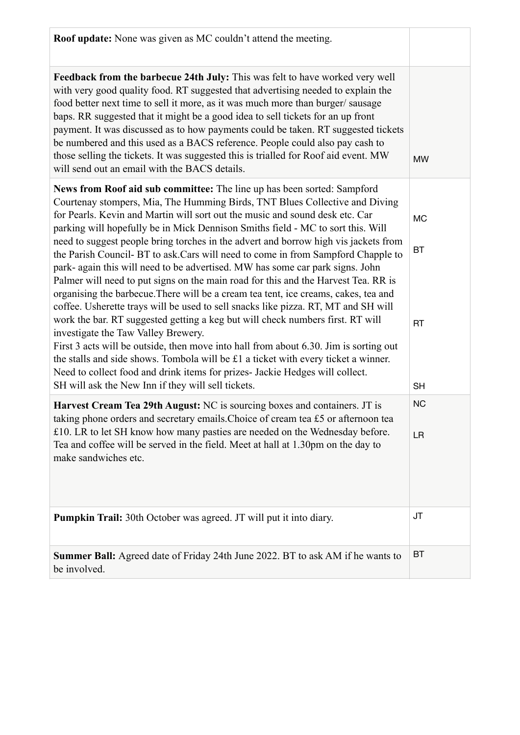| | |
|---|---|
| **Roof update:** None was given as MC couldn't attend the meeting. | |
| **Feedback from the barbecue 24th July:** This was felt to have worked very well with very good quality food. RT suggested that advertising needed to explain the food better next time to sell it more, as it was much more than burger/ sausage baps. RR suggested that it might be a good idea to sell tickets for an up front payment. It was discussed as to how payments could be taken. RT suggested tickets be numbered and this used as a BACS reference. People could also pay cash to those selling the tickets. It was suggested this is trialled for Roof aid event. MW will send out an email with the BACS details. | MW |
| **News from Roof aid sub committee:** The line up has been sorted: Sampford Courtenay stompers, Mia, The Humming Birds, TNT Blues Collective and Diving for Pearls. Kevin and Martin will sort out the music and sound desk etc. Car parking will hopefully be in Mick Dennison Smiths field - MC to sort this. Will need to suggest people bring torches in the advert and borrow high vis jackets from the Parish Council- BT to ask.Cars will need to come in from Sampford Chapple to park- again this will need to be advertised. MW has some car park signs. John Palmer will need to put signs on the main road for this and the Harvest Tea. RR is organising the barbecue.There will be a cream tea tent, ice creams, cakes, tea and coffee. Usherette trays will be used to sell snacks like pizza. RT, MT and SH will work the bar. RT suggested getting a keg but will check numbers first. RT will investigate the Taw Valley Brewery.<br>First 3 acts will be outside, then move into hall from about 6.30. Jim is sorting out the stalls and side shows. Tombola will be £1 a ticket with every ticket a winner. Need to collect food and drink items for prizes- Jackie Hedges will collect.<br>SH will ask the New Inn if they will sell tickets. | MC<br><br>BT<br><br>RT<br><br>SH |
| **Harvest Cream Tea 29th August:** NC is sourcing boxes and containers. JT is taking phone orders and secretary emails.Choice of cream tea £5 or afternoon tea £10. LR to let SH know how many pasties are needed on the Wednesday before. Tea and coffee will be served in the field. Meet at hall at 1.30pm on the day to make sandwiches etc. | NC<br><br>LR |
| **Pumpkin Trail:** 30th October was agreed. JT will put it into diary. | JT |
| **Summer Ball:** Agreed date of Friday 24th June 2022. BT to ask AM if he wants to be involved. | BT |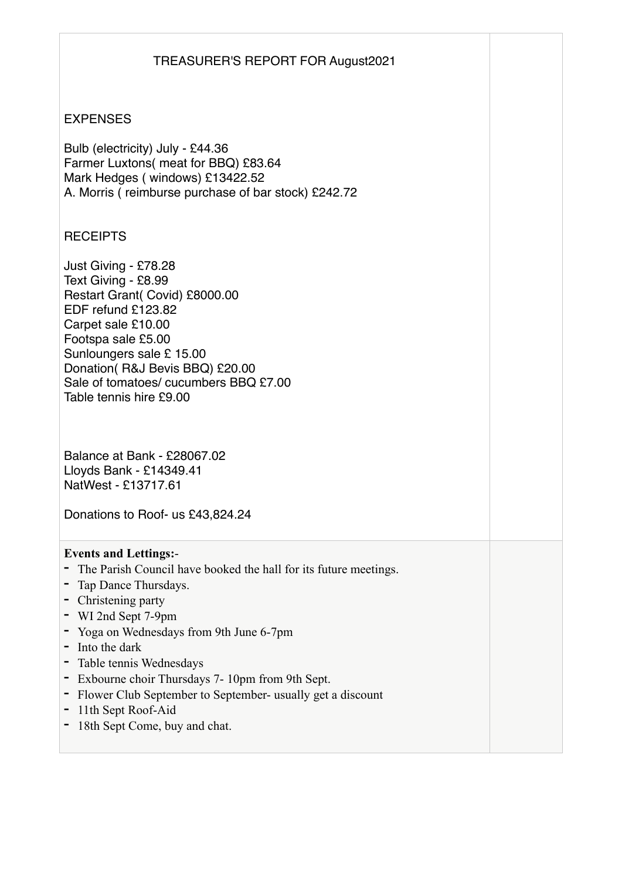# TREASURER'S REPORT FOR August2021

## EXPENSES

Bulb (electricity) July - £44.36
Farmer Luxtons( meat for BBQ) £83.64
Mark Hedges ( windows) £13422.52
A. Morris ( reimburse purchase of bar stock) £242.72

## RECEIPTS

Just Giving - £78.28
Text Giving - £8.99
Restart Grant( Covid) £8000.00
EDF refund £123.82
Carpet sale £10.00
Footspa sale £5.00
Sunloungers sale £ 15.00
Donation( R&J Bevis BBQ) £20.00
Sale of tomatoes/ cucumbers BBQ £7.00
Table tennis hire £9.00

Balance at Bank - £28067.02
Lloyds Bank - £14349.41
NatWest - £13717.61

Donations to Roof- us £43,824.24

**Events and Lettings:**-

- The Parish Council have booked the hall for its future meetings.
- Tap Dance Thursdays.
- Christening party
- WI 2nd Sept 7-9pm
- Yoga on Wednesdays from 9th June 6-7pm
- Into the dark
- Table tennis Wednesdays
- Exbourne choir Thursdays 7- 10pm from 9th Sept.
- Flower Club September to September- usually get a discount
- 11th Sept Roof-Aid
- 18th Sept Come, buy and chat.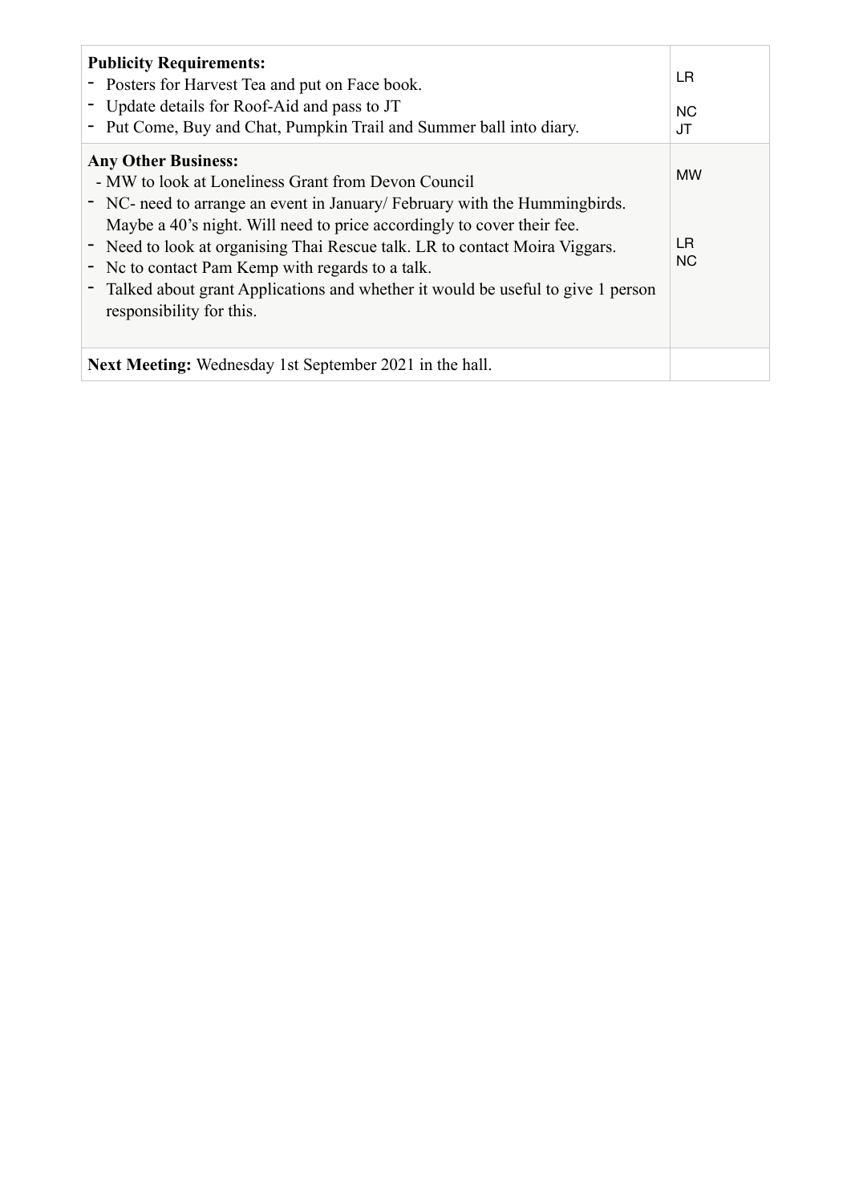| | |
|---|---|
| **Publicity Requirements:**<br>- Posters for Harvest Tea and put on Face book.<br>- Update details for Roof-Aid and pass to JT<br>- Put Come, Buy and Chat, Pumpkin Trail and Summer ball into diary. | LR<br><br>NC<br>JT |
| **Any Other Business:**<br>- MW to look at Loneliness Grant from Devon Council<br>- NC- need to arrange an event in January/ February with the Hummingbirds. Maybe a 40's night. Will need to price accordingly to cover their fee.<br>- Need to look at organising Thai Rescue talk. LR to contact Moira Viggars.<br>- Nc to contact Pam Kemp with regards to a talk.<br>- Talked about grant Applications and whether it would be useful to give 1 person responsibility for this. | MW<br><br><br>LR<br>NC |
| **Next Meeting:** Wednesday 1st September 2021 in the hall. | |